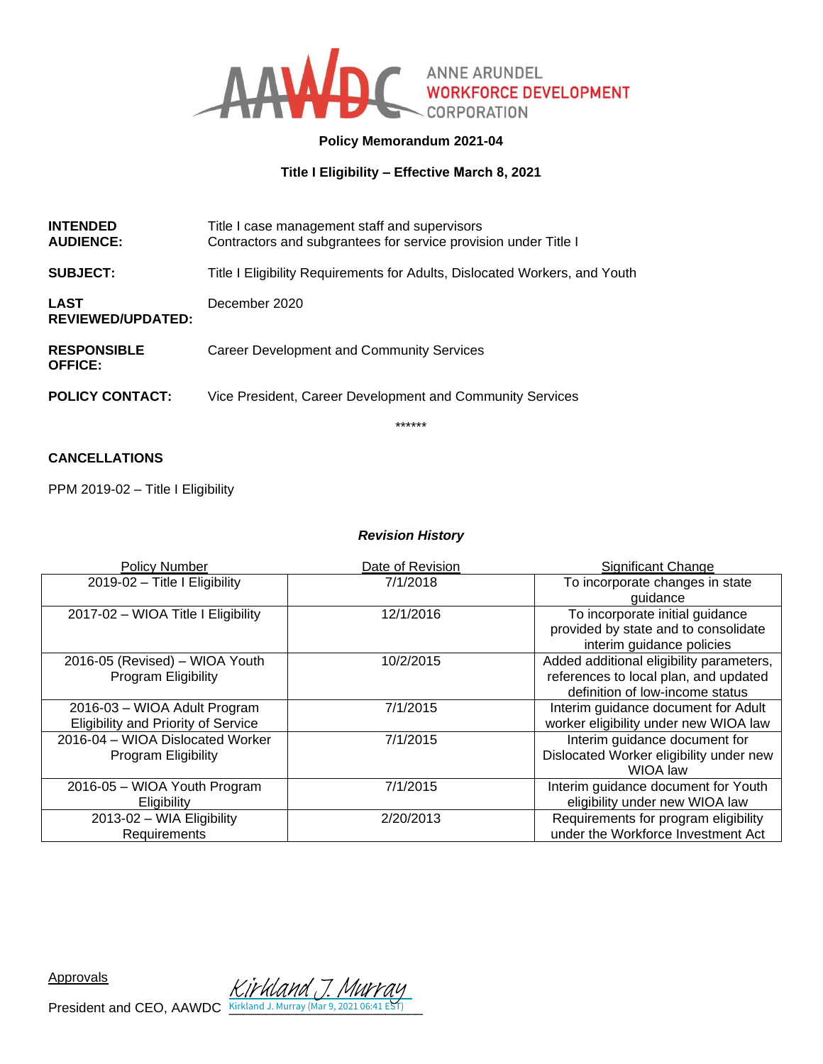ANNE ARUNDEL WORKFORCE DEVELOPMENT CORPORATION

**Policy Memorandum 2021-04**

**Title I Eligibility – Effective March 8, 2021**

| | |
|---|---|
| **INTENDED AUDIENCE:** | Title I case management staff and supervisors<br>Contractors and subgrantees for service provision under Title I |
| **SUBJECT:** | Title I Eligibility Requirements for Adults, Dislocated Workers, and Youth |
| **LAST REVIEWED/UPDATED:** | December 2020 |
| **RESPONSIBLE OFFICE:** | Career Development and Community Services |
| **POLICY CONTACT:** | Vice President, Career Development and Community Services |

******

**CANCELLATIONS**

PPM 2019-02 – Title I Eligibility

***Revision History***

| Policy Number | Date of Revision | Significant Change |
|---|---|---|
| 2019-02 – Title I Eligibility | 7/1/2018 | To incorporate changes in state guidance |
| 2017-02 – WIOA Title I Eligibility | 12/1/2016 | To incorporate initial guidance provided by state and to consolidate interim guidance policies |
| 2016-05 (Revised) – WIOA Youth Program Eligibility | 10/2/2015 | Added additional eligibility parameters, references to local plan, and updated definition of low-income status |
| 2016-03 – WIOA Adult Program Eligibility and Priority of Service | 7/1/2015 | Interim guidance document for Adult worker eligibility under new WIOA law |
| 2016-04 – WIOA Dislocated Worker Program Eligibility | 7/1/2015 | Interim guidance document for Dislocated Worker eligibility under new WIOA law |
| 2016-05 – WIOA Youth Program Eligibility | 7/1/2015 | Interim guidance document for Youth eligibility under new WIOA law |
| 2013-02 – WIA Eligibility Requirements | 2/20/2013 | Requirements for program eligibility under the Workforce Investment Act |

Approvals

President and CEO, AAWDC Kirkland J. Murray
Kirkland J. Murray (Mar 9, 2021 06:41 EST)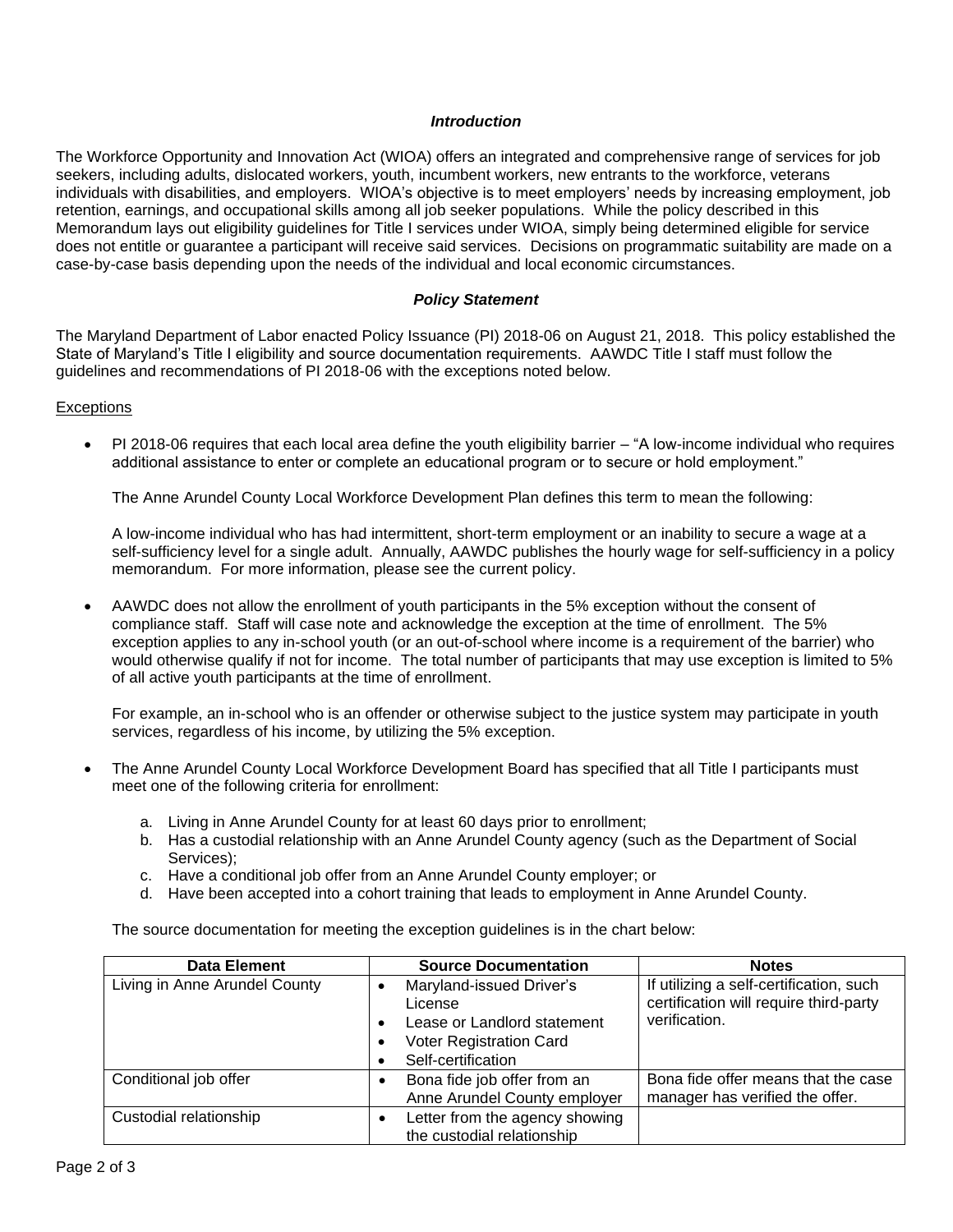### *Introduction*

The Workforce Opportunity and Innovation Act (WIOA) offers an integrated and comprehensive range of services for job seekers, including adults, dislocated workers, youth, incumbent workers, new entrants to the workforce, veterans individuals with disabilities, and employers. WIOA's objective is to meet employers' needs by increasing employment, job retention, earnings, and occupational skills among all job seeker populations. While the policy described in this Memorandum lays out eligibility guidelines for Title I services under WIOA, simply being determined eligible for service does not entitle or guarantee a participant will receive said services. Decisions on programmatic suitability are made on a case-by-case basis depending upon the needs of the individual and local economic circumstances.

### *Policy Statement*

The Maryland Department of Labor enacted Policy Issuance (PI) 2018-06 on August 21, 2018. This policy established the State of Maryland's Title I eligibility and source documentation requirements. AAWDC Title I staff must follow the guidelines and recommendations of PI 2018-06 with the exceptions noted below.

<u>Exceptions</u>

- PI 2018-06 requires that each local area define the youth eligibility barrier – "A low-income individual who requires additional assistance to enter or complete an educational program or to secure or hold employment."

  The Anne Arundel County Local Workforce Development Plan defines this term to mean the following:

  A low-income individual who has had intermittent, short-term employment or an inability to secure a wage at a self-sufficiency level for a single adult. Annually, AAWDC publishes the hourly wage for self-sufficiency in a policy memorandum. For more information, please see the current policy.

- AAWDC does not allow the enrollment of youth participants in the 5% exception without the consent of compliance staff. Staff will case note and acknowledge the exception at the time of enrollment. The 5% exception applies to any in-school youth (or an out-of-school where income is a requirement of the barrier) who would otherwise qualify if not for income. The total number of participants that may use exception is limited to 5% of all active youth participants at the time of enrollment.

  For example, an in-school who is an offender or otherwise subject to the justice system may participate in youth services, regardless of his income, by utilizing the 5% exception.

- The Anne Arundel County Local Workforce Development Board has specified that all Title I participants must meet one of the following criteria for enrollment:

  a. Living in Anne Arundel County for at least 60 days prior to enrollment;
  b. Has a custodial relationship with an Anne Arundel County agency (such as the Department of Social Services);
  c. Have a conditional job offer from an Anne Arundel County employer; or
  d. Have been accepted into a cohort training that leads to employment in Anne Arundel County.

  The source documentation for meeting the exception guidelines is in the chart below:

| Data Element | Source Documentation | Notes |
|---|---|---|
| Living in Anne Arundel County | • Maryland-issued Driver's License<br>• Lease or Landlord statement<br>• Voter Registration Card<br>• Self-certification | If utilizing a self-certification, such certification will require third-party verification. |
| Conditional job offer | • Bona fide job offer from an Anne Arundel County employer | Bona fide offer means that the case manager has verified the offer. |
| Custodial relationship | • Letter from the agency showing the custodial relationship | |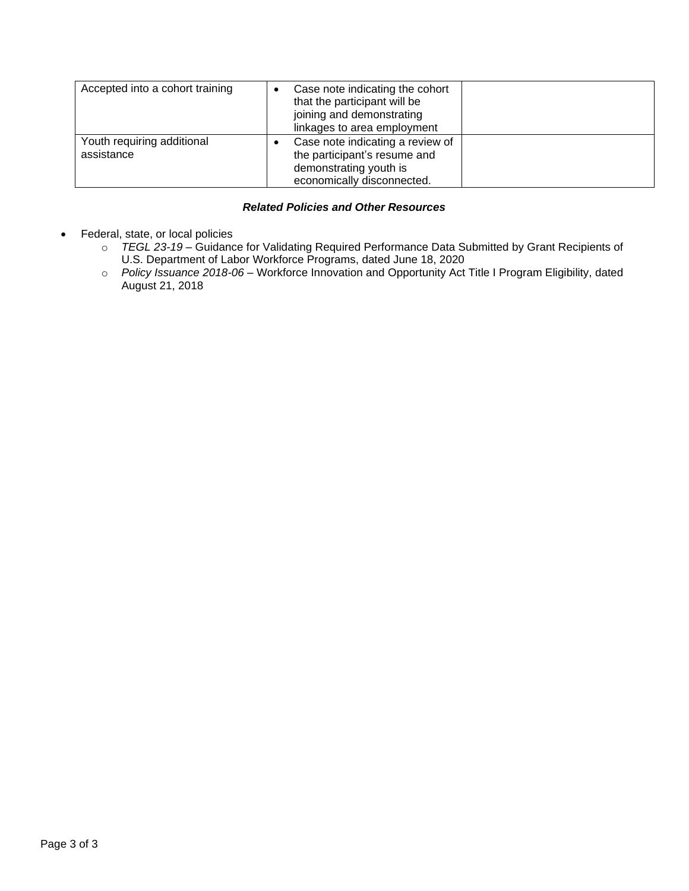| | | |
|---|---|---|
| Accepted into a cohort training | • Case note indicating the cohort that the participant will be joining and demonstrating linkages to area employment | |
| Youth requiring additional assistance | • Case note indicating a review of the participant's resume and demonstrating youth is economically disconnected. | |

***Related Policies and Other Resources***

- Federal, state, or local policies
  - *TEGL 23-19* – Guidance for Validating Required Performance Data Submitted by Grant Recipients of U.S. Department of Labor Workforce Programs, dated June 18, 2020
  - *Policy Issuance 2018-06* – Workforce Innovation and Opportunity Act Title I Program Eligibility, dated August 21, 2018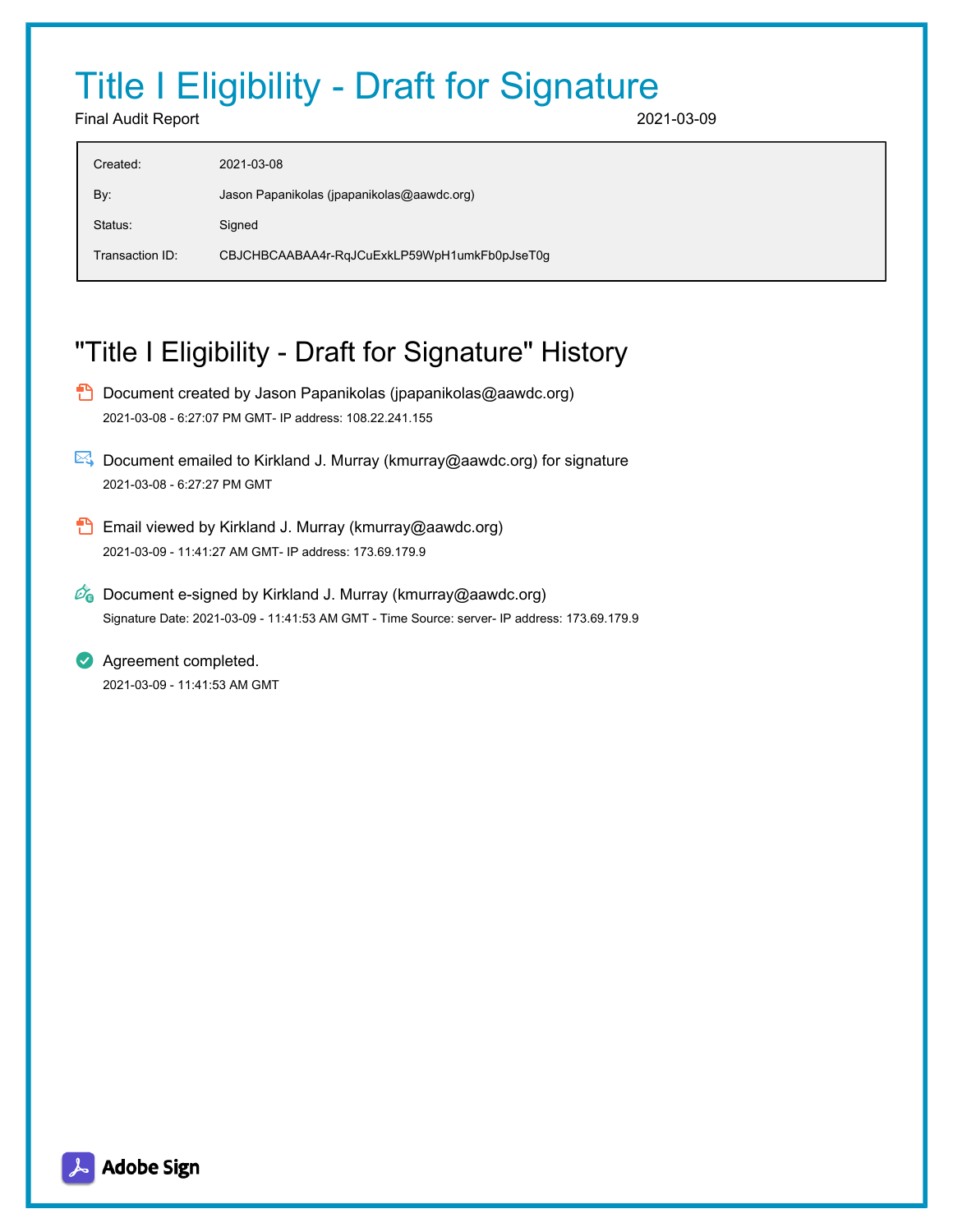# Title I Eligibility - Draft for Signature

Final Audit Report 2021-03-09

| | |
|---|---|
| Created: | 2021-03-08 |
| By: | Jason Papanikolas (jpapanikolas@aawdc.org) |
| Status: | Signed |
| Transaction ID: | CBJCHBCAABAA4r-RqJCuExkLP59WpH1umkFb0pJseT0g |

## "Title I Eligibility - Draft for Signature" History

- Document created by Jason Papanikolas (jpapanikolas@aawdc.org)
  2021-03-08 - 6:27:07 PM GMT- IP address: 108.22.241.155

- Document emailed to Kirkland J. Murray (kmurray@aawdc.org) for signature
  2021-03-08 - 6:27:27 PM GMT

- Email viewed by Kirkland J. Murray (kmurray@aawdc.org)
  2021-03-09 - 11:41:27 AM GMT- IP address: 173.69.179.9

- Document e-signed by Kirkland J. Murray (kmurray@aawdc.org)
  Signature Date: 2021-03-09 - 11:41:53 AM GMT - Time Source: server- IP address: 173.69.179.9

- Agreement completed.
  2021-03-09 - 11:41:53 AM GMT

Adobe Sign